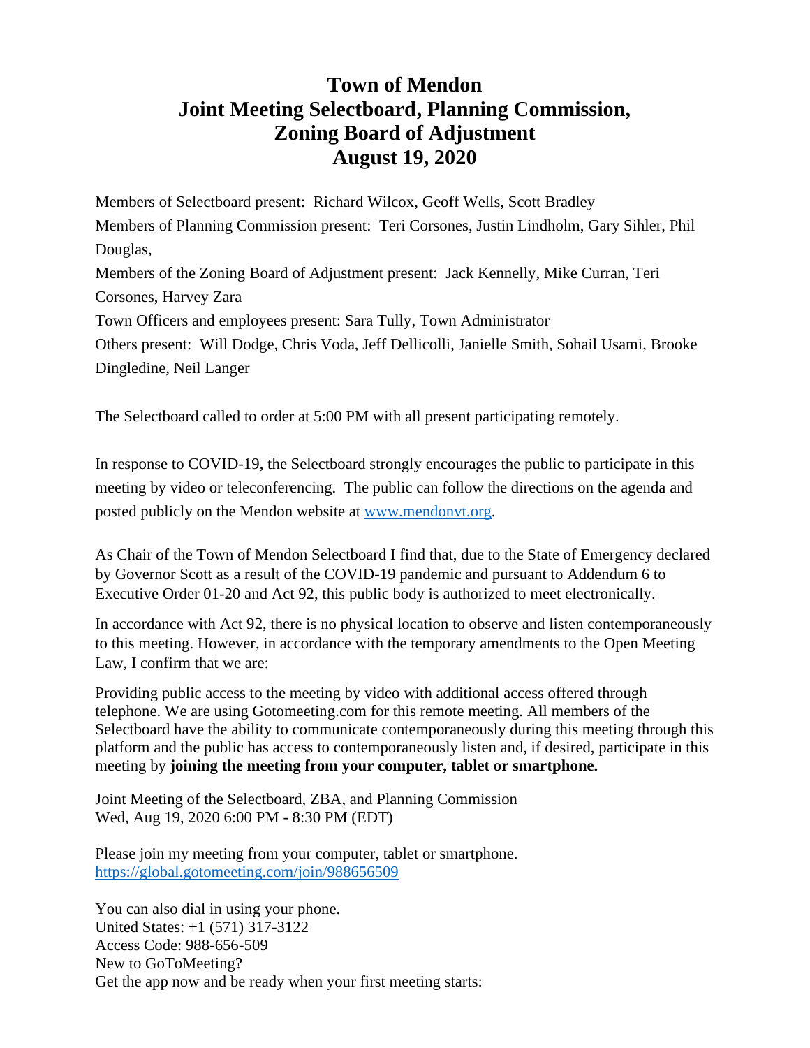# Town of Mendon
# Joint Meeting Selectboard, Planning Commission, Zoning Board of Adjustment
# August 19, 2020

Members of Selectboard present: Richard Wilcox, Geoff Wells, Scott Bradley

Members of Planning Commission present: Teri Corsones, Justin Lindholm, Gary Sihler, Phil Douglas,

Members of the Zoning Board of Adjustment present: Jack Kennelly, Mike Curran, Teri Corsones, Harvey Zara

Town Officers and employees present: Sara Tully, Town Administrator

Others present: Will Dodge, Chris Voda, Jeff Dellicolli, Janielle Smith, Sohail Usami, Brooke Dingledine, Neil Langer

The Selectboard called to order at 5:00 PM with all present participating remotely.

In response to COVID-19, the Selectboard strongly encourages the public to participate in this meeting by video or teleconferencing. The public can follow the directions on the agenda and posted publicly on the Mendon website at [www.mendonvt.org](http://www.mendonvt.org).

As Chair of the Town of Mendon Selectboard I find that, due to the State of Emergency declared by Governor Scott as a result of the COVID-19 pandemic and pursuant to Addendum 6 to Executive Order 01-20 and Act 92, this public body is authorized to meet electronically.

In accordance with Act 92, there is no physical location to observe and listen contemporaneously to this meeting. However, in accordance with the temporary amendments to the Open Meeting Law, I confirm that we are:

Providing public access to the meeting by video with additional access offered through telephone. We are using Gotomeeting.com for this remote meeting. All members of the Selectboard have the ability to communicate contemporaneously during this meeting through this platform and the public has access to contemporaneously listen and, if desired, participate in this meeting by **joining the meeting from your computer, tablet or smartphone.**

Joint Meeting of the Selectboard, ZBA, and Planning Commission
Wed, Aug 19, 2020 6:00 PM - 8:30 PM (EDT)

Please join my meeting from your computer, tablet or smartphone.
[https://global.gotomeeting.com/join/988656509](https://global.gotomeeting.com/join/988656509)

You can also dial in using your phone.
United States: +1 (571) 317-3122
Access Code: 988-656-509
New to GoToMeeting?
Get the app now and be ready when your first meeting starts: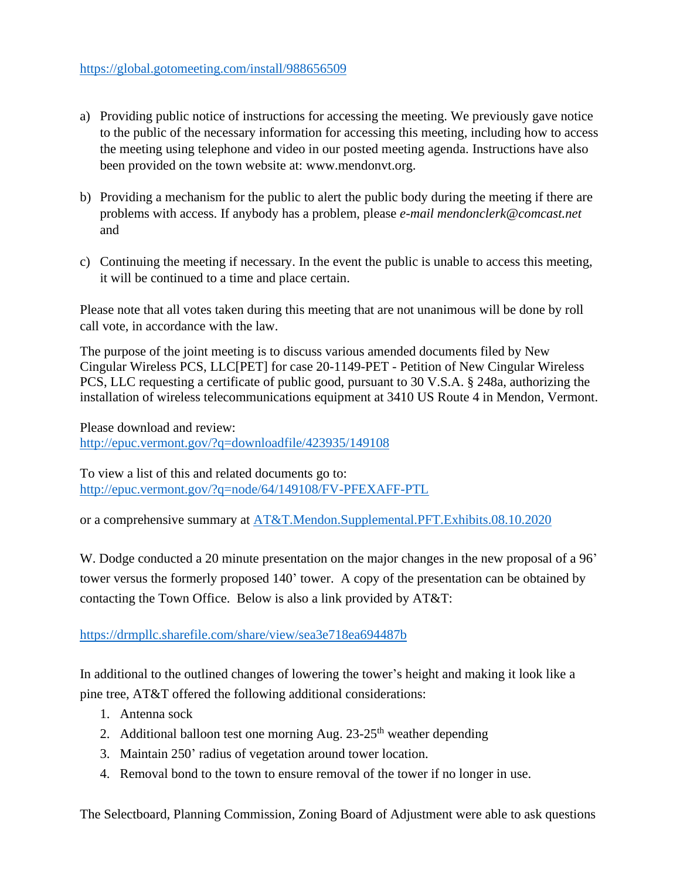https://global.gotomeeting.com/install/988656509

a) Providing public notice of instructions for accessing the meeting. We previously gave notice to the public of the necessary information for accessing this meeting, including how to access the meeting using telephone and video in our posted meeting agenda. Instructions have also been provided on the town website at: www.mendonvt.org.

b) Providing a mechanism for the public to alert the public body during the meeting if there are problems with access. If anybody has a problem, please *e-mail mendonclerk@comcast.net* and

c) Continuing the meeting if necessary. In the event the public is unable to access this meeting, it will be continued to a time and place certain.

Please note that all votes taken during this meeting that are not unanimous will be done by roll call vote, in accordance with the law.

The purpose of the joint meeting is to discuss various amended documents filed by New Cingular Wireless PCS, LLC[PET] for case 20-1149-PET - Petition of New Cingular Wireless PCS, LLC requesting a certificate of public good, pursuant to 30 V.S.A. § 248a, authorizing the installation of wireless telecommunications equipment at 3410 US Route 4 in Mendon, Vermont.

Please download and review:
http://epuc.vermont.gov/?q=downloadfile/423935/149108

To view a list of this and related documents go to:
http://epuc.vermont.gov/?q=node/64/149108/FV-PFEXAFF-PTL

or a comprehensive summary at AT&T.Mendon.Supplemental.PFT.Exhibits.08.10.2020

W. Dodge conducted a 20 minute presentation on the major changes in the new proposal of a 96' tower versus the formerly proposed 140' tower. A copy of the presentation can be obtained by contacting the Town Office. Below is also a link provided by AT&T:

https://drmpllc.sharefile.com/share/view/sea3e718ea694487b

In additional to the outlined changes of lowering the tower's height and making it look like a pine tree, AT&T offered the following additional considerations:

1. Antenna sock
2. Additional balloon test one morning Aug. 23-25th weather depending
3. Maintain 250' radius of vegetation around tower location.
4. Removal bond to the town to ensure removal of the tower if no longer in use.

The Selectboard, Planning Commission, Zoning Board of Adjustment were able to ask questions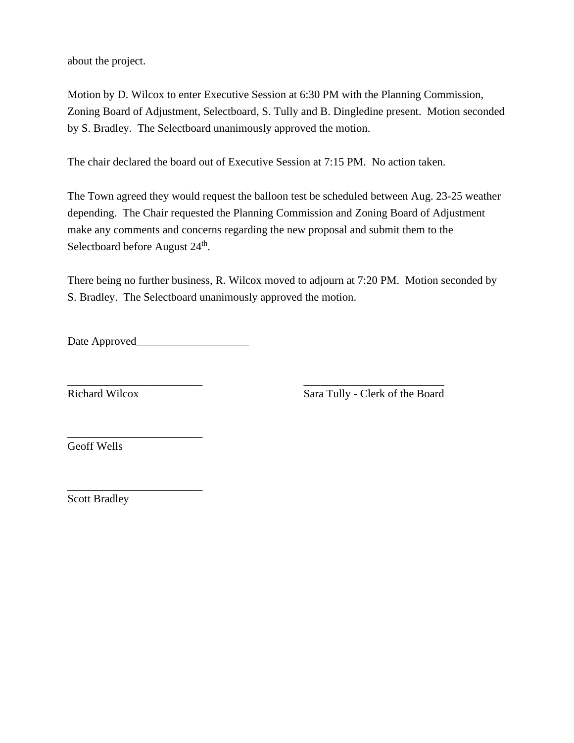about the project.

Motion by D. Wilcox to enter Executive Session at 6:30 PM with the Planning Commission, Zoning Board of Adjustment, Selectboard, S. Tully and B. Dingledine present. Motion seconded by S. Bradley. The Selectboard unanimously approved the motion.

The chair declared the board out of Executive Session at 7:15 PM. No action taken.

The Town agreed they would request the balloon test be scheduled between Aug. 23-25 weather depending. The Chair requested the Planning Commission and Zoning Board of Adjustment make any comments and concerns regarding the new proposal and submit them to the Selectboard before August 24th.

There being no further business, R. Wilcox moved to adjourn at 7:20 PM. Motion seconded by S. Bradley. The Selectboard unanimously approved the motion.

Date Approved____________________

________________________
Richard Wilcox

_________________________
Sara Tully - Clerk of the Board

________________________
Geoff Wells

________________________
Scott Bradley